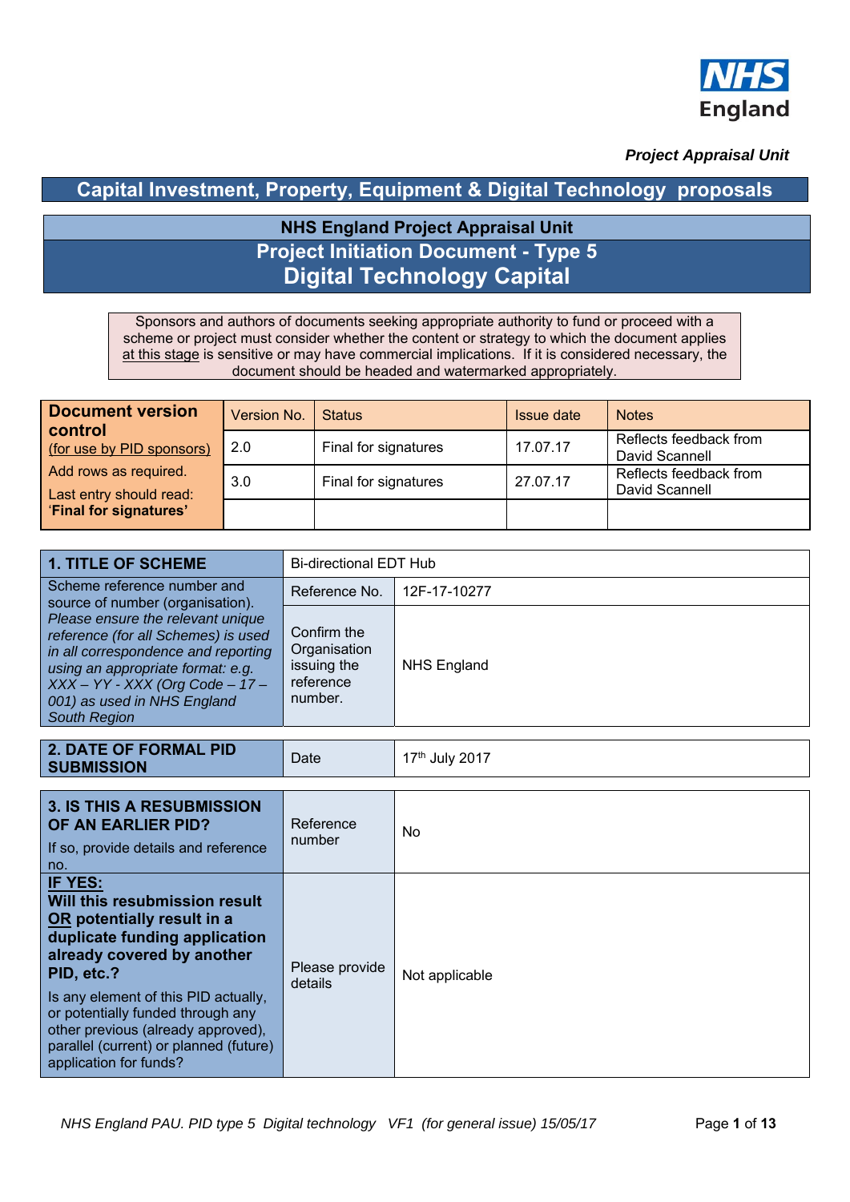NHS England

*Project Appraisal Unit*

# Capital Investment, Property, Equipment & Digital Technology proposals

## NHS England Project Appraisal Unit
## Project Initiation Document - Type 5
## Digital Technology Capital

Sponsors and authors of documents seeking appropriate authority to fund or proceed with a scheme or project must consider whether the content or strategy to which the document applies at this stage is sensitive or may have commercial implications. If it is considered necessary, the document should be headed and watermarked appropriately.

| **Document version control** (for use by PID sponsors) Add rows as required. Last entry should read: '**Final for signatures**' | Version No. | Status | Issue date | Notes |
|---|---|---|---|---|
| | 2.0 | Final for signatures | 17.07.17 | Reflects feedback from David Scannell |
| | 3.0 | Final for signatures | 27.07.17 | Reflects feedback from David Scannell |
| | | | | |

| **1. TITLE OF SCHEME** | Bi-directional EDT Hub | |
|---|---|---|
| Scheme reference number and source of number (organisation). *Please ensure the relevant unique reference (for all Schemes) is used in all correspondence and reporting using an appropriate format: e.g. XXX – YY - XXX (Org Code – 17 – 001) as used in NHS England South Region* | Reference No. | 12F-17-10277 |
| | Confirm the Organisation issuing the reference number. | NHS England |

| **2. DATE OF FORMAL PID SUBMISSION** | Date | 17th July 2017 |
|---|---|---|

| **3. IS THIS A RESUBMISSION OF AN EARLIER PID?** If so, provide details and reference no. | Reference number | No |
|---|---|---|
| **IF YES: Will this resubmission result OR potentially result in a duplicate funding application already covered by another PID, etc.?** Is any element of this PID actually, or potentially funded through any other previous (already approved), parallel (current) or planned (future) application for funds? | Please provide details | Not applicable |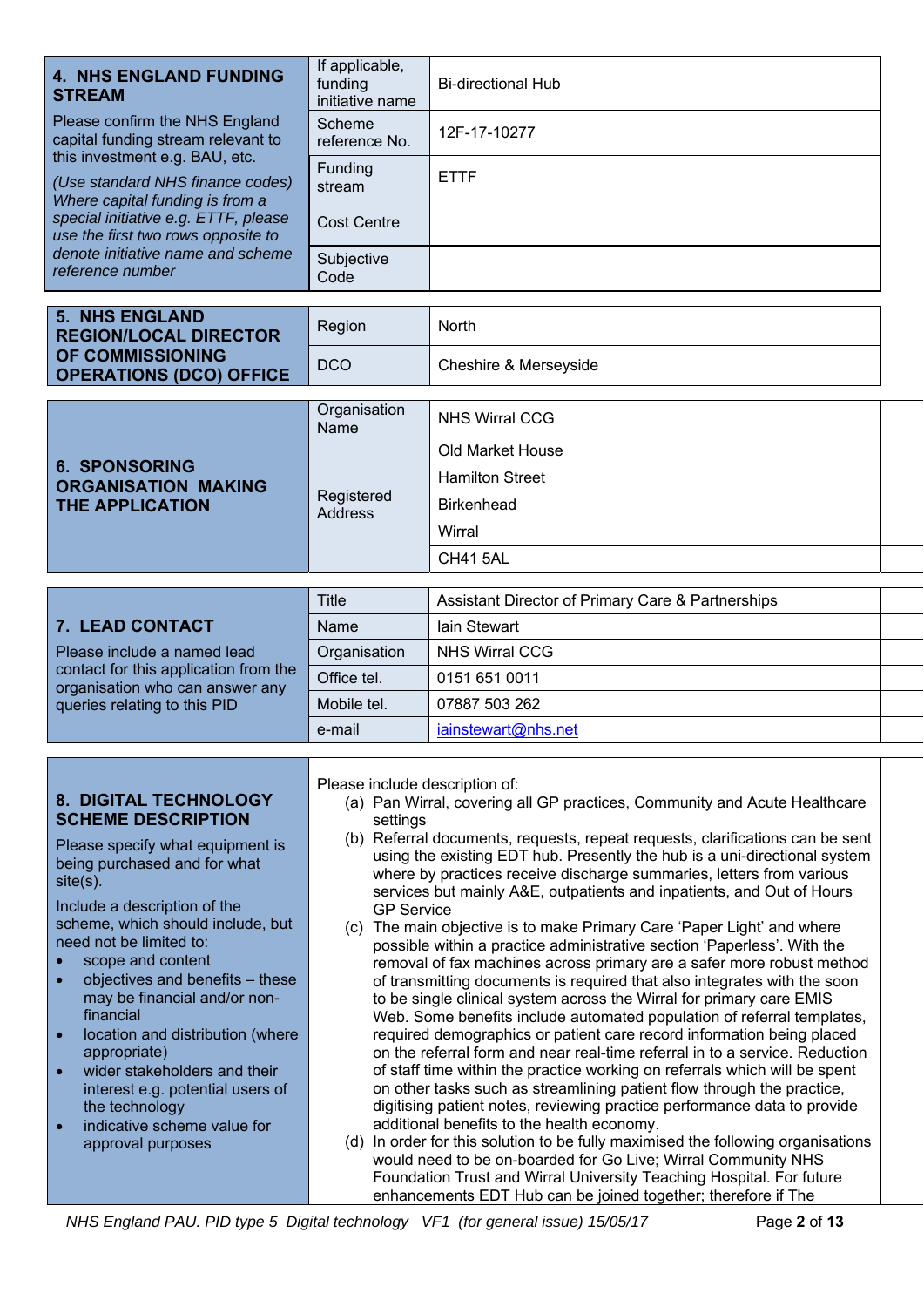| **4. NHS ENGLAND FUNDING STREAM**<br>Please confirm the NHS England capital funding stream relevant to this investment e.g. BAU, etc.<br>*(Use standard NHS finance codes) Where capital funding is from a special initiative e.g. ETTF, please use the first two rows opposite to denote initiative name and scheme reference number* | If applicable, funding initiative name | Bi-directional Hub |
|---|---|---|
| | Scheme reference No. | 12F-17-10277 |
| | Funding stream | ETTF |
| | Cost Centre | |
| | Subjective Code | |

| **5. NHS ENGLAND REGION/LOCAL DIRECTOR OF COMMISSIONING OPERATIONS (DCO) OFFICE** | Region | North |
|---|---|---|
| | DCO | Cheshire & Merseyside |

| **6. SPONSORING ORGANISATION MAKING THE APPLICATION** | Organisation Name | NHS Wirral CCG |
|---|---|---|
| | Registered Address | Old Market House |
| | | Hamilton Street |
| | | Birkenhead |
| | | Wirral |
| | | CH41 5AL |

| **7. LEAD CONTACT**<br>Please include a named lead contact for this application from the organisation who can answer any queries relating to this PID | Title | Assistant Director of Primary Care & Partnerships |
|---|---|---|
| | Name | Iain Stewart |
| | Organisation | NHS Wirral CCG |
| | Office tel. | 0151 651 0011 |
| | Mobile tel. | 07887 503 262 |
| | e-mail | iainstewart@nhs.net |

**8. DIGITAL TECHNOLOGY SCHEME DESCRIPTION**

Please specify what equipment is being purchased and for what site(s).

Include a description of the scheme, which should include, but need not be limited to:

- scope and content
- objectives and benefits – these may be financial and/or non-financial
- location and distribution (where appropriate)
- wider stakeholders and their interest e.g. potential users of the technology
- indicative scheme value for approval purposes

Please include description of:

(a) Pan Wirral, covering all GP practices, Community and Acute Healthcare settings

(b) Referral documents, requests, repeat requests, clarifications can be sent using the existing EDT hub. Presently the hub is a uni-directional system where by practices receive discharge summaries, letters from various services but mainly A&E, outpatients and inpatients, and Out of Hours GP Service

(c) The main objective is to make Primary Care 'Paper Light' and where possible within a practice administrative section 'Paperless'. With the removal of fax machines across primary are a safer more robust method of transmitting documents is required that also integrates with the soon to be single clinical system across the Wirral for primary care EMIS Web. Some benefits include automated population of referral templates, required demographics or patient care record information being placed on the referral form and near real-time referral in to a service. Reduction of staff time within the practice working on referrals which will be spent on other tasks such as streamlining patient flow through the practice, digitising patient notes, reviewing practice performance data to provide additional benefits to the health economy.

(d) In order for this solution to be fully maximised the following organisations would need to be on-boarded for Go Live; Wirral Community NHS Foundation Trust and Wirral University Teaching Hospital. For future enhancements EDT Hub can be joined together; therefore if The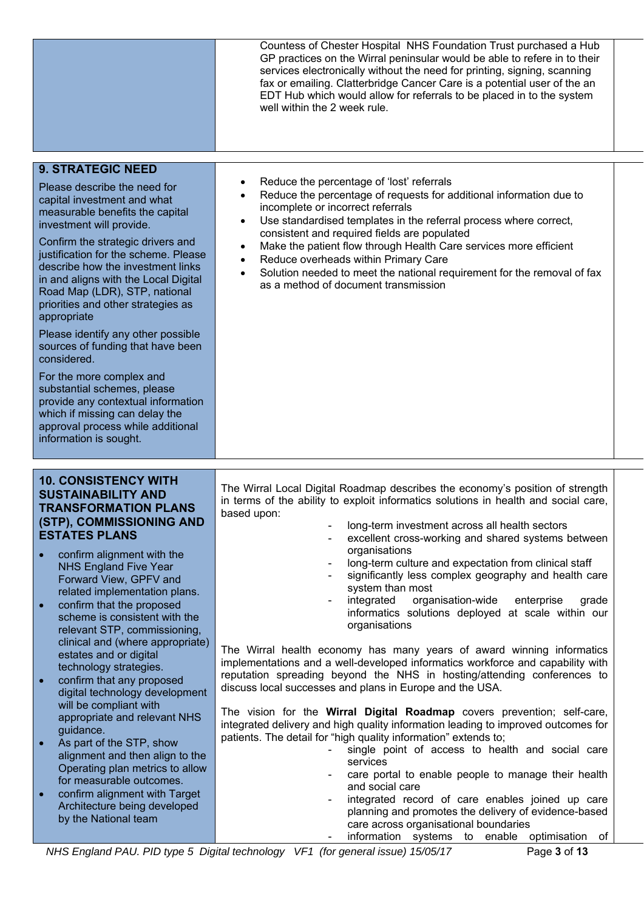| | |
|---|---|
| | Countess of Chester Hospital NHS Foundation Trust purchased a Hub GP practices on the Wirral peninsular would be able to refere in to their services electronically without the need for printing, signing, scanning fax or emailing. Clatterbridge Cancer Care is a potential user of the an EDT Hub which would allow for referrals to be placed in to the system well within the 2 week rule. |

| **9. STRATEGIC NEED** | |
|---|---|
| Please describe the need for capital investment and what measurable benefits the capital investment will provide.<br><br>Confirm the strategic drivers and justification for the scheme. Please describe how the investment links in and aligns with the Local Digital Road Map (LDR), STP, national priorities and other strategies as appropriate<br><br>Please identify any other possible sources of funding that have been considered.<br><br>For the more complex and substantial schemes, please provide any contextual information which if missing can delay the approval process while additional information is sought. | • Reduce the percentage of 'lost' referrals<br>• Reduce the percentage of requests for additional information due to incomplete or incorrect referrals<br>• Use standardised templates in the referral process where correct, consistent and required fields are populated<br>• Make the patient flow through Health Care services more efficient<br>• Reduce overheads within Primary Care<br>• Solution needed to meet the national requirement for the removal of fax as a method of document transmission |

| **10. CONSISTENCY WITH SUSTAINABILITY AND TRANSFORMATION PLANS (STP), COMMISSIONING AND ESTATES PLANS** | |
|---|---|
| • confirm alignment with the NHS England Five Year Forward View, GPFV and related implementation plans.<br>• confirm that the proposed scheme is consistent with the relevant STP, commissioning, clinical and (where appropriate) estates and or digital technology strategies.<br>• confirm that any proposed digital technology development will be compliant with appropriate and relevant NHS guidance.<br>• As part of the STP, show alignment and then align to the Operating plan metrics to allow for measurable outcomes.<br>• confirm alignment with Target Architecture being developed by the National team | The Wirral Local Digital Roadmap describes the economy's position of strength in terms of the ability to exploit informatics solutions in health and social care, based upon:<br>- long-term investment across all health sectors<br>- excellent cross-working and shared systems between organisations<br>- long-term culture and expectation from clinical staff<br>- significantly less complex geography and health care system than most<br>- integrated organisation-wide enterprise grade informatics solutions deployed at scale within our organisations<br><br>The Wirral health economy has many years of award winning informatics implementations and a well-developed informatics workforce and capability with reputation spreading beyond the NHS in hosting/attending conferences to discuss local successes and plans in Europe and the USA.<br><br>The vision for the **Wirral Digital Roadmap** covers prevention; self-care, integrated delivery and high quality information leading to improved outcomes for patients. The detail for "high quality information" extends to;<br>- single point of access to health and social care services<br>- care portal to enable people to manage their health and social care<br>- integrated record of care enables joined up care planning and promotes the delivery of evidence-based care across organisational boundaries<br>- information systems to enable optimisation of |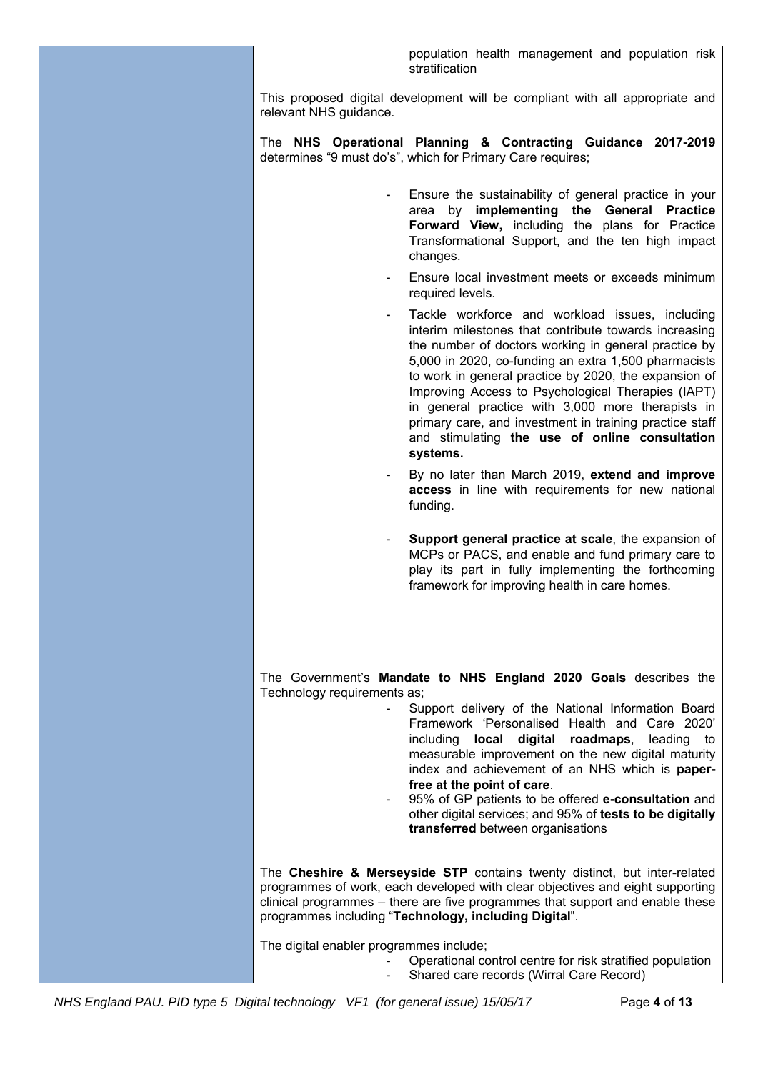- population health management and population risk stratification

This proposed digital development will be compliant with all appropriate and relevant NHS guidance.

The **NHS Operational Planning & Contracting Guidance 2017-2019** determines "9 must do's", which for Primary Care requires;

- Ensure the sustainability of general practice in your area by **implementing the General Practice Forward View,** including the plans for Practice Transformational Support, and the ten high impact changes.
- Ensure local investment meets or exceeds minimum required levels.
- Tackle workforce and workload issues, including interim milestones that contribute towards increasing the number of doctors working in general practice by 5,000 in 2020, co-funding an extra 1,500 pharmacists to work in general practice by 2020, the expansion of Improving Access to Psychological Therapies (IAPT) in general practice with 3,000 more therapists in primary care, and investment in training practice staff and stimulating **the use of online consultation systems.**
- By no later than March 2019, **extend and improve access** in line with requirements for new national funding.
- **Support general practice at scale**, the expansion of MCPs or PACS, and enable and fund primary care to play its part in fully implementing the forthcoming framework for improving health in care homes.

The Government's **Mandate to NHS England 2020 Goals** describes the Technology requirements as;

- Support delivery of the National Information Board Framework 'Personalised Health and Care 2020' including **local digital roadmaps**, leading to measurable improvement on the new digital maturity index and achievement of an NHS which is **paper-free at the point of care**.
- 95% of GP patients to be offered **e-consultation** and other digital services; and 95% of **tests to be digitally transferred** between organisations

The **Cheshire & Merseyside STP** contains twenty distinct, but inter-related programmes of work, each developed with clear objectives and eight supporting clinical programmes – there are five programmes that support and enable these programmes including "**Technology, including Digital**".

The digital enabler programmes include;

- Operational control centre for risk stratified population
- Shared care records (Wirral Care Record)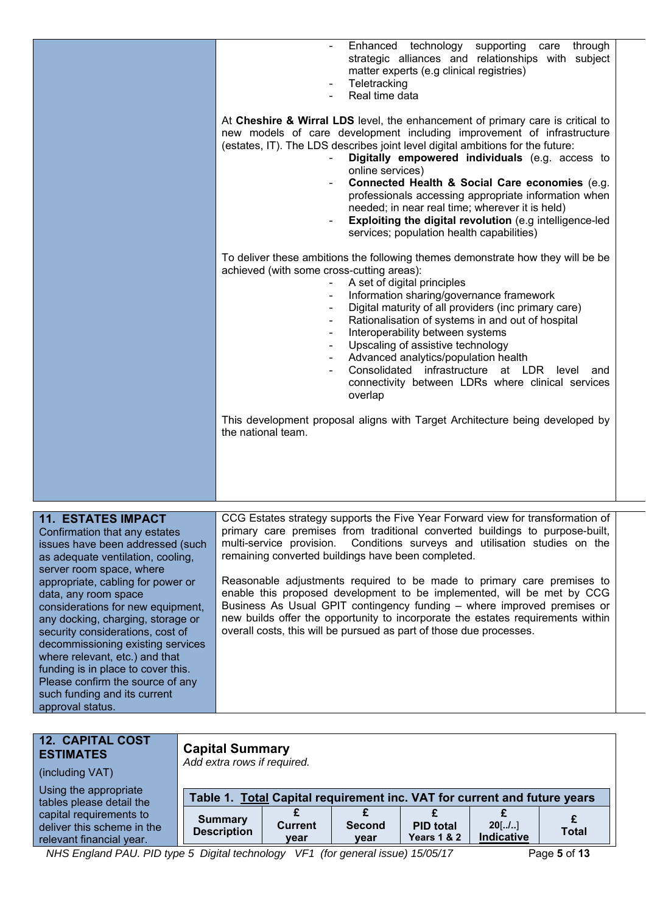- Enhanced technology supporting care through strategic alliances and relationships with subject matter experts (e.g clinical registries)
- Teletracking
- Real time data

At **Cheshire & Wirral LDS** level, the enhancement of primary care is critical to new models of care development including improvement of infrastructure (estates, IT). The LDS describes joint level digital ambitions for the future:

- **Digitally empowered individuals** (e.g. access to online services)
- **Connected Health & Social Care economies** (e.g. professionals accessing appropriate information when needed; in near real time; wherever it is held)
- **Exploiting the digital revolution** (e.g intelligence-led services; population health capabilities)

To deliver these ambitions the following themes demonstrate how they will be be achieved (with some cross-cutting areas):

- A set of digital principles
- Information sharing/governance framework
- Digital maturity of all providers (inc primary care)
- Rationalisation of systems in and out of hospital
- Interoperability between systems
- Upscaling of assistive technology
- Advanced analytics/population health
- Consolidated infrastructure at LDR level and connectivity between LDRs where clinical services overlap

This development proposal aligns with Target Architecture being developed by the national team.

## 11. ESTATES IMPACT

Confirmation that any estates issues have been addressed (such as adequate ventilation, cooling, server room space, where appropriate, cabling for power or data, any room space considerations for new equipment, any docking, charging, storage or security considerations, cost of decommissioning existing services where relevant, etc.) and that funding is in place to cover this. Please confirm the source of any such funding and its current approval status.

CCG Estates strategy supports the Five Year Forward view for transformation of primary care premises from traditional converted buildings to purpose-built, multi-service provision. Conditions surveys and utilisation studies on the remaining converted buildings have been completed.

Reasonable adjustments required to be made to primary care premises to enable this proposed development to be implemented, will be met by CCG Business As Usual GPIT contingency funding – where improved premises or new builds offer the opportunity to incorporate the estates requirements within overall costs, this will be pursued as part of those due processes.

## 12. CAPITAL COST ESTIMATES

(including VAT)

Using the appropriate tables please detail the capital requirements to deliver this scheme in the relevant financial year.

**Capital Summary**

*Add extra rows if required.*

**Table 1. Total Capital requirement inc. VAT for current and future years**

| Summary Description | £ Current year | £ Second year | £ PID total Years 1 & 2 | £ 20[../..] Indicative | £ Total |
|---|---|---|---|---|---|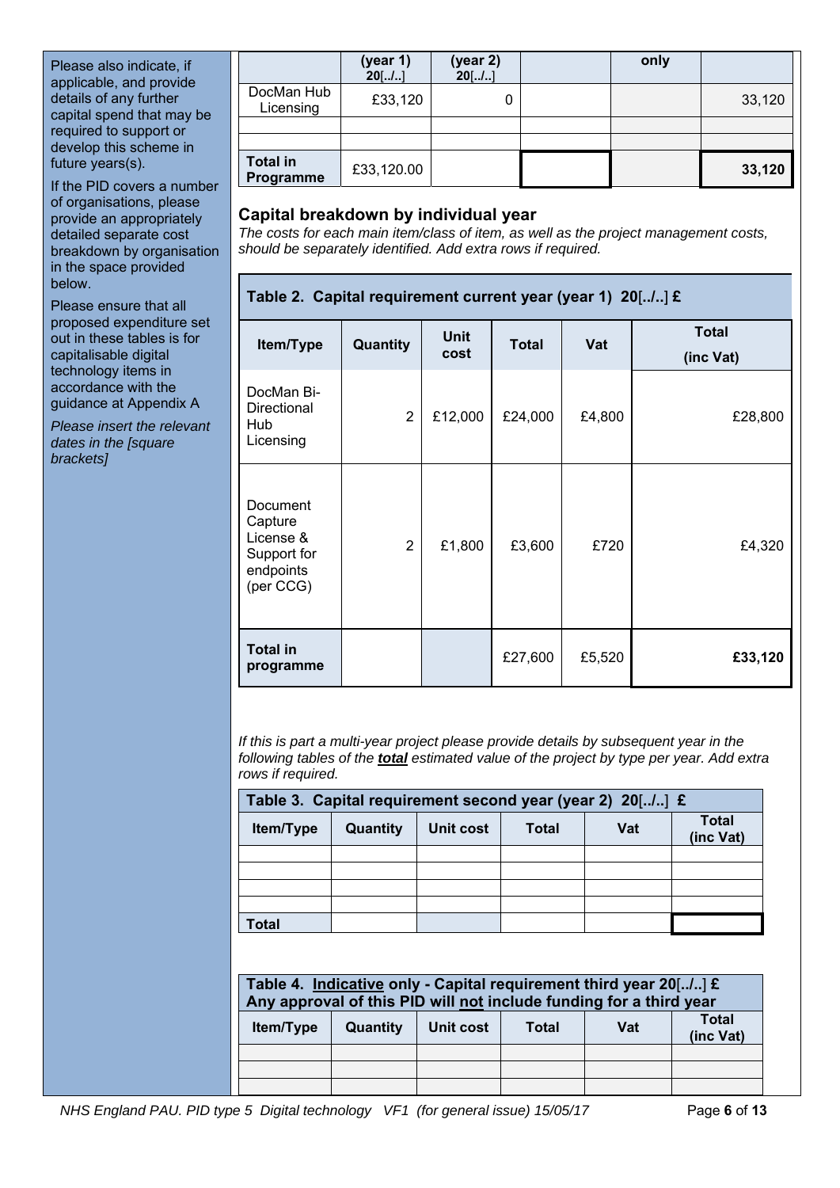Please also indicate, if applicable, and provide details of any further capital spend that may be required to support or develop this scheme in future years(s).

If the PID covers a number of organisations, please provide an appropriately detailed separate cost breakdown by organisation in the space provided below.

Please ensure that all proposed expenditure set out in these tables is for capitalisable digital technology items in accordance with the guidance at Appendix A

*Please insert the relevant dates in the [square brackets]*

| | (year 1) 20[../..] | (year 2) 20[../..] | | only | |
|---|---|---|---|---|---|
| DocMan Hub Licensing | £33,120 | 0 | | | 33,120 |
| | | | | | |
| | | | | | |
| **Total in Programme** | £33,120.00 | | | | **33,120** |

## Capital breakdown by individual year

*The costs for each main item/class of item, as well as the project management costs, should be separately identified. Add extra rows if required.*

**Table 2. Capital requirement current year (year 1) 20[../..] £**

| Item/Type | Quantity | Unit cost | Total | Vat | Total (inc Vat) |
|---|---|---|---|---|---|
| DocMan Bi-Directional Hub Licensing | 2 | £12,000 | £24,000 | £4,800 | £28,800 |
| Document Capture License & Support for endpoints (per CCG) | 2 | £1,800 | £3,600 | £720 | £4,320 |
| **Total in programme** | | | £27,600 | £5,520 | **£33,120** |

*If this is part a multi-year project please provide details by subsequent year in the following tables of the* ***total*** *estimated value of the project by type per year. Add extra rows if required.*

**Table 3. Capital requirement second year (year 2) 20[../..] £**

| Item/Type | Quantity | Unit cost | Total | Vat | Total (inc Vat) |
|---|---|---|---|---|---|
| | | | | | |
| | | | | | |
| | | | | | |
| | | | | | |
| **Total** | | | | | |

**Table 4. Indicative only - Capital requirement third year 20[../..] £**
**Any approval of this PID will not include funding for a third year**

| Item/Type | Quantity | Unit cost | Total | Vat | Total (inc Vat) |
|---|---|---|---|---|---|
| | | | | | |
| | | | | | |
| | | | | | |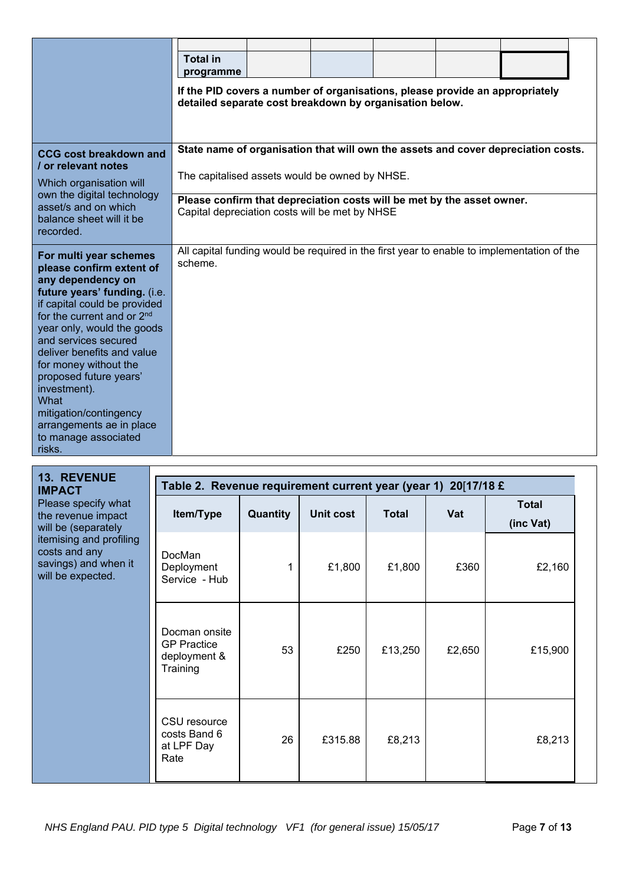| | |
|---|---|
| | **Total in programme** \| \| \| \| \| <br><br> **If the PID covers a number of organisations, please provide an appropriately detailed separate cost breakdown by organisation below.** |
| **CCG cost breakdown and / or relevant notes**<br>Which organisation will own the digital technology asset/s and on which balance sheet will it be recorded. | **State name of organisation that will own the assets and cover depreciation costs.**<br>The capitalised assets would be owned by NHSE.<br><br>**Please confirm that depreciation costs will be met by the asset owner.**<br>Capital depreciation costs will be met by NHSE |
| **For multi year schemes please confirm extent of any dependency on future years' funding.** (i.e. if capital could be provided for the current and or 2nd year only, would the goods and services secured deliver benefits and value for money without the proposed future years' investment).<br>What mitigation/contingency arrangements ae in place to manage associated risks. | All capital funding would be required in the first year to enable to implementation of the scheme. |

**13. REVENUE IMPACT**

Please specify what the revenue impact will be (separately itemising and profiling costs and any savings) and when it will be expected.

**Table 2. Revenue requirement current year (year 1) 20[17/18 £**

| Item/Type | Quantity | Unit cost | Total | Vat | Total (inc Vat) |
|---|---|---|---|---|---|
| DocMan Deployment Service - Hub | 1 | £1,800 | £1,800 | £360 | £2,160 |
| Docman onsite GP Practice deployment & Training | 53 | £250 | £13,250 | £2,650 | £15,900 |
| CSU resource costs Band 6 at LPF Day Rate | 26 | £315.88 | £8,213 | | £8,213 |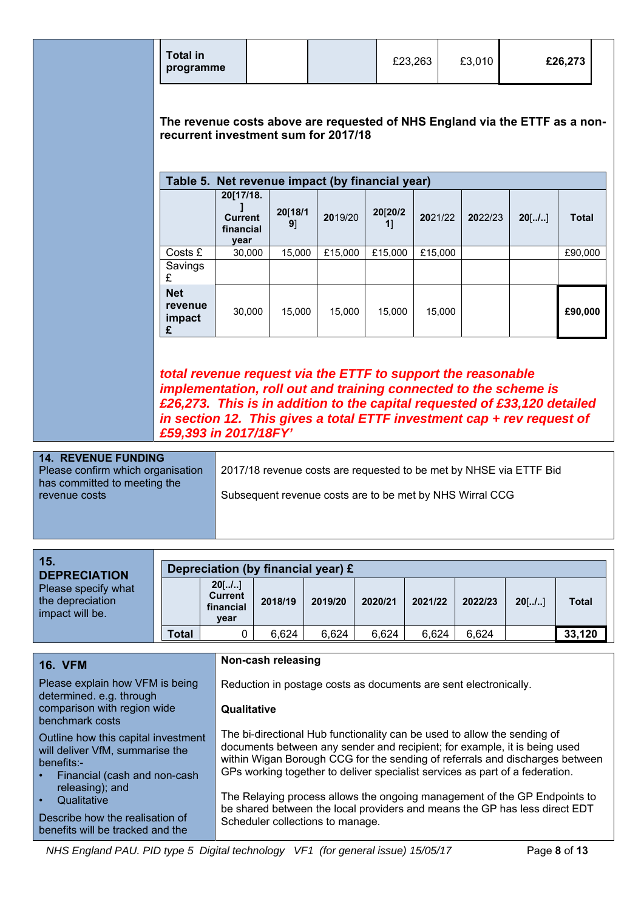| Total in programme | | | £23,263 | £3,010 | £26,273 |
|---|---|---|---|---|---|

**The revenue costs above are requested of NHS England via the ETTF as a non-recurrent investment sum for 2017/18**

**Table 5. Net revenue impact (by financial year)**

| | 20[17/18.] Current financial year | 20[18/19] | 2019/20 | 20[20/21] | 2021/22 | 2022/23 | 20[../..] | Total |
|---|---|---|---|---|---|---|---|---|
| Costs £ | 30,000 | 15,000 | £15,000 | £15,000 | £15,000 | | | £90,000 |
| Savings £ | | | | | | | | |
| **Net revenue impact £** | 30,000 | 15,000 | 15,000 | 15,000 | 15,000 | | | **£90,000** |

***total revenue request via the ETTF to support the reasonable implementation, roll out and training connected to the scheme is £26,273. This is in addition to the capital requested of £33,120 detailed in section 12. This gives a total ETTF investment cap + rev request of £59,393 in 2017/18FY'***

| **14. REVENUE FUNDING** Please confirm which organisation has committed to meeting the revenue costs | 2017/18 revenue costs are requested to be met by NHSE via ETTF Bid<br><br>Subsequent revenue costs are to be met by NHS Wirral CCG |
|---|---|

**15. DEPRECIATION**
Please specify what the depreciation impact will be.

**Depreciation (by financial year) £**

| | 20[../..] Current financial year | 2018/19 | 2019/20 | 2020/21 | 2021/22 | 2022/23 | 20[../..] | Total |
|---|---|---|---|---|---|---|---|---|
| **Total** | 0 | 6,624 | 6,624 | 6,624 | 6,624 | 6,624 | | **33,120** |

**16. VFM**

Please explain how VFM is being determined. e.g. through comparison with region wide benchmark costs

Outline how this capital investment will deliver VfM, summarise the benefits:-

- Financial (cash and non-cash releasing); and
- Qualitative

Describe how the realisation of benefits will be tracked and the

**Non-cash releasing**

Reduction in postage costs as documents are sent electronically.

**Qualitative**

The bi-directional Hub functionality can be used to allow the sending of documents between any sender and recipient; for example, it is being used within Wigan Borough CCG for the sending of referrals and discharges between GPs working together to deliver specialist services as part of a federation.

The Relaying process allows the ongoing management of the GP Endpoints to be shared between the local providers and means the GP has less direct EDT Scheduler collections to manage.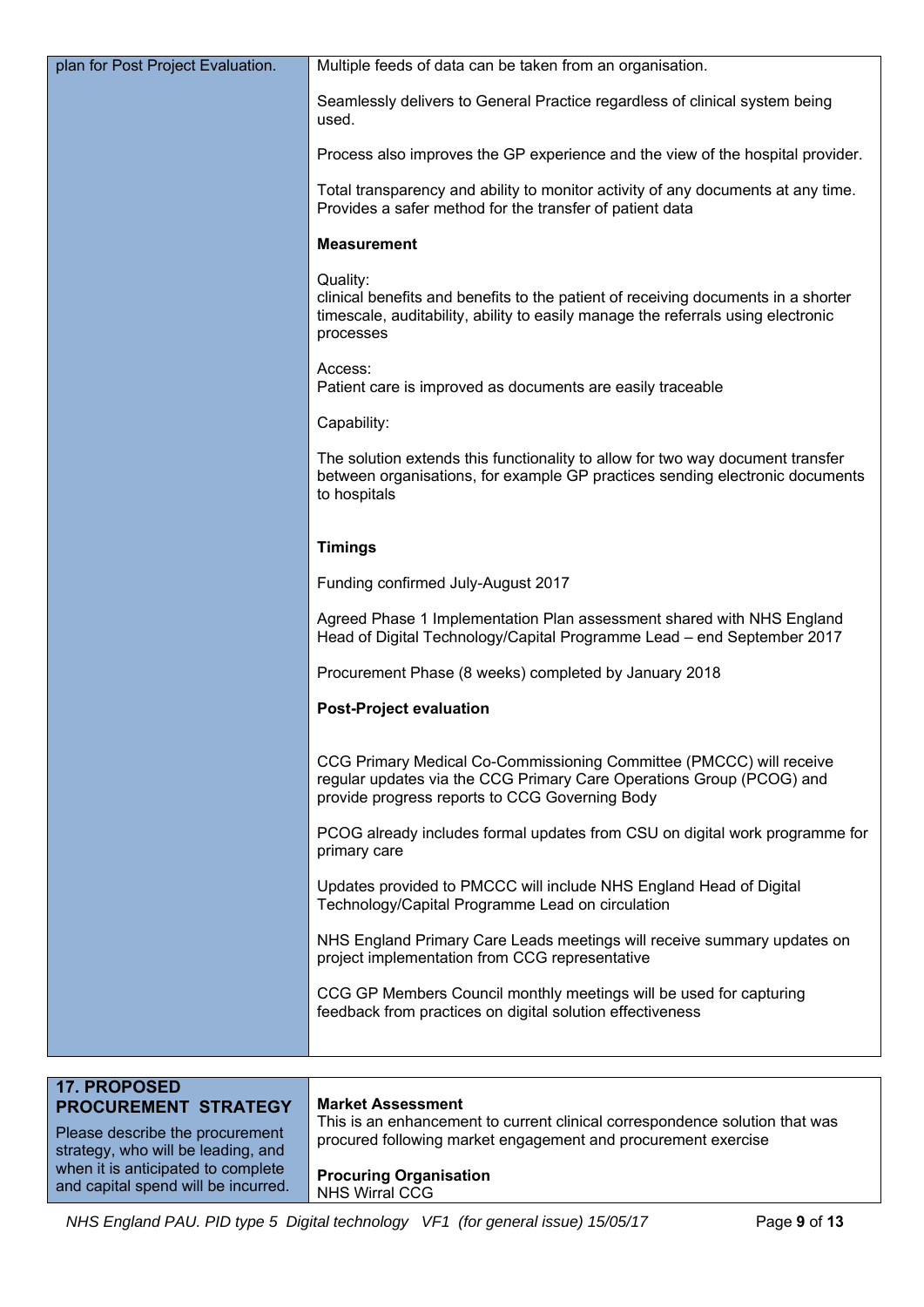| plan for Post Project Evaluation. | Multiple feeds of data can be taken from an organisation.<br><br>Seamlessly delivers to General Practice regardless of clinical system being used.<br><br>Process also improves the GP experience and the view of the hospital provider.<br><br>Total transparency and ability to monitor activity of any documents at any time. Provides a safer method for the transfer of patient data<br><br>**Measurement**<br><br>Quality:<br>clinical benefits and benefits to the patient of receiving documents in a shorter timescale, auditability, ability to easily manage the referrals using electronic processes<br><br>Access:<br>Patient care is improved as documents are easily traceable<br><br>Capability:<br><br>The solution extends this functionality to allow for two way document transfer between organisations, for example GP practices sending electronic documents to hospitals<br><br>**Timings**<br><br>Funding confirmed July-August 2017<br><br>Agreed Phase 1 Implementation Plan assessment shared with NHS England Head of Digital Technology/Capital Programme Lead – end September 2017<br><br>Procurement Phase (8 weeks) completed by January 2018<br><br>**Post-Project evaluation**<br><br>CCG Primary Medical Co-Commissioning Committee (PMCCC) will receive regular updates via the CCG Primary Care Operations Group (PCOG) and provide progress reports to CCG Governing Body<br><br>PCOG already includes formal updates from CSU on digital work programme for primary care<br><br>Updates provided to PMCCC will include NHS England Head of Digital Technology/Capital Programme Lead on circulation<br><br>NHS England Primary Care Leads meetings will receive summary updates on project implementation from CCG representative<br><br>CCG GP Members Council monthly meetings will be used for capturing feedback from practices on digital solution effectiveness |
|---|---|

| **17. PROPOSED PROCUREMENT STRATEGY**<br><br>Please describe the procurement strategy, who will be leading, and when it is anticipated to complete and capital spend will be incurred. | **Market Assessment**<br>This is an enhancement to current clinical correspondence solution that was procured following market engagement and procurement exercise<br><br>**Procuring Organisation**<br>NHS Wirral CCG |
|---|---|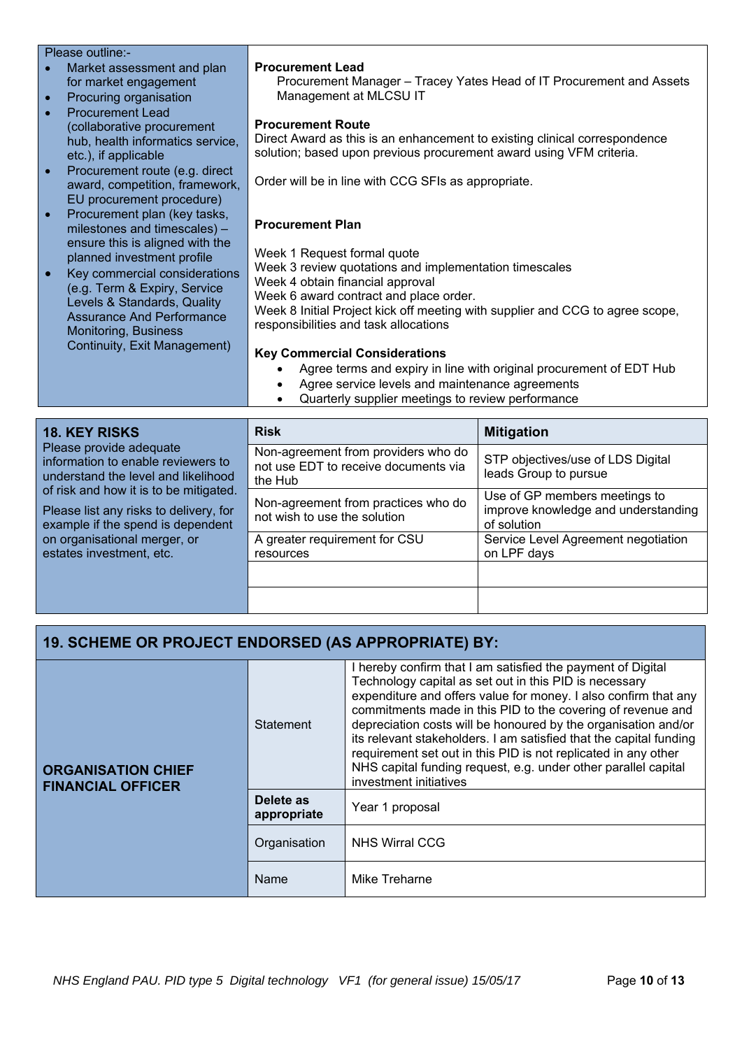| Please outline:-<br>• Market assessment and plan for market engagement<br>• Procuring organisation<br>• Procurement Lead (collaborative procurement hub, health informatics service, etc.), if applicable<br>• Procurement route (e.g. direct award, competition, framework, EU procurement procedure)<br>• Procurement plan (key tasks, milestones and timescales) – ensure this is aligned with the planned investment profile<br>• Key commercial considerations (e.g. Term & Expiry, Service Levels & Standards, Quality Assurance And Performance Monitoring, Business Continuity, Exit Management) | **Procurement Lead**<br>Procurement Manager – Tracey Yates Head of IT Procurement and Assets Management at MLCSU IT<br><br>**Procurement Route**<br>Direct Award as this is an enhancement to existing clinical correspondence solution; based upon previous procurement award using VFM criteria.<br><br>Order will be in line with CCG SFIs as appropriate.<br><br>**Procurement Plan**<br><br>Week 1 Request formal quote<br>Week 3 review quotations and implementation timescales<br>Week 4 obtain financial approval<br>Week 6 award contract and place order.<br>Week 8 Initial Project kick off meeting with supplier and CCG to agree scope, responsibilities and task allocations<br><br>**Key Commercial Considerations**<br>• Agree terms and expiry in line with original procurement of EDT Hub<br>• Agree service levels and maintenance agreements<br>• Quarterly supplier meetings to review performance |
|---|---|

| **18. KEY RISKS**<br>Please provide adequate information to enable reviewers to understand the level and likelihood of risk and how it is to be mitigated.<br><br>Please list any risks to delivery, for example if the spend is dependent on organisational merger, or estates investment, etc. | **Risk** | **Mitigation** |
|---|---|---|
| | Non-agreement from providers who do not use EDT to receive documents via the Hub | STP objectives/use of LDS Digital leads Group to pursue |
| | Non-agreement from practices who do not wish to use the solution | Use of GP members meetings to improve knowledge and understanding of solution |
| | A greater requirement for CSU resources | Service Level Agreement negotiation on LPF days |
| | | |
| | | |

| **19. SCHEME OR PROJECT ENDORSED (AS APPROPRIATE) BY:** | | |
|---|---|---|
| **ORGANISATION CHIEF FINANCIAL OFFICER** | Statement | I hereby confirm that I am satisfied the payment of Digital Technology capital as set out in this PID is necessary expenditure and offers value for money. I also confirm that any commitments made in this PID to the covering of revenue and depreciation costs will be honoured by the organisation and/or its relevant stakeholders. I am satisfied that the capital funding requirement set out in this PID is not replicated in any other NHS capital funding request, e.g. under other parallel capital investment initiatives |
| | **Delete as appropriate** | Year 1 proposal |
| | Organisation | NHS Wirral CCG |
| | Name | Mike Treharne |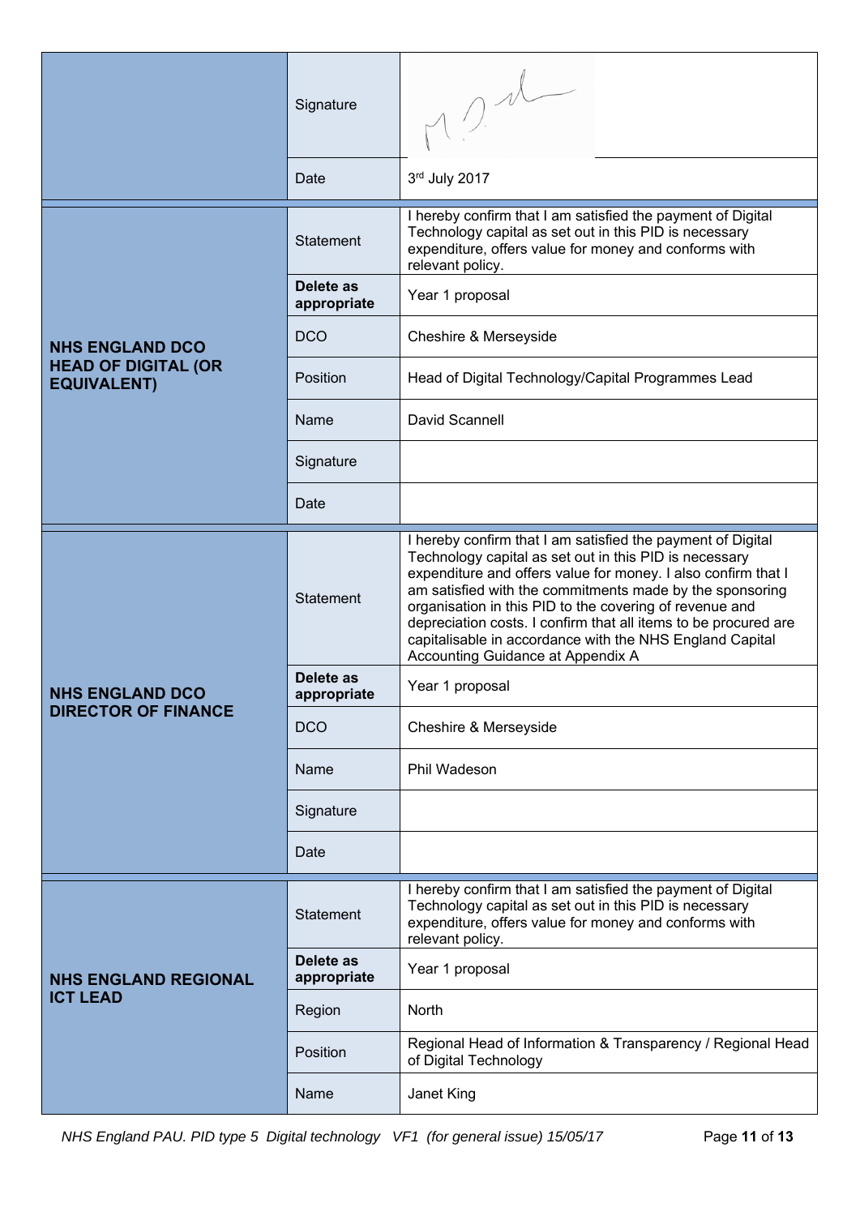| | | |
|---|---|---|
| | Signature | |
| | Date | 3rd July 2017 |
| **NHS ENGLAND DCO HEAD OF DIGITAL (OR EQUIVALENT)** | Statement | I hereby confirm that I am satisfied the payment of Digital Technology capital as set out in this PID is necessary expenditure, offers value for money and conforms with relevant policy. |
| | **Delete as appropriate** | Year 1 proposal |
| | DCO | Cheshire & Merseyside |
| | Position | Head of Digital Technology/Capital Programmes Lead |
| | Name | David Scannell |
| | Signature | |
| | Date | |
| **NHS ENGLAND DCO DIRECTOR OF FINANCE** | Statement | I hereby confirm that I am satisfied the payment of Digital Technology capital as set out in this PID is necessary expenditure and offers value for money. I also confirm that I am satisfied with the commitments made by the sponsoring organisation in this PID to the covering of revenue and depreciation costs. I confirm that all items to be procured are capitalisable in accordance with the NHS England Capital Accounting Guidance at Appendix A |
| | **Delete as appropriate** | Year 1 proposal |
| | DCO | Cheshire & Merseyside |
| | Name | Phil Wadeson |
| | Signature | |
| | Date | |
| **NHS ENGLAND REGIONAL ICT LEAD** | Statement | I hereby confirm that I am satisfied the payment of Digital Technology capital as set out in this PID is necessary expenditure, offers value for money and conforms with relevant policy. |
| | **Delete as appropriate** | Year 1 proposal |
| | Region | North |
| | Position | Regional Head of Information & Transparency / Regional Head of Digital Technology |
| | Name | Janet King |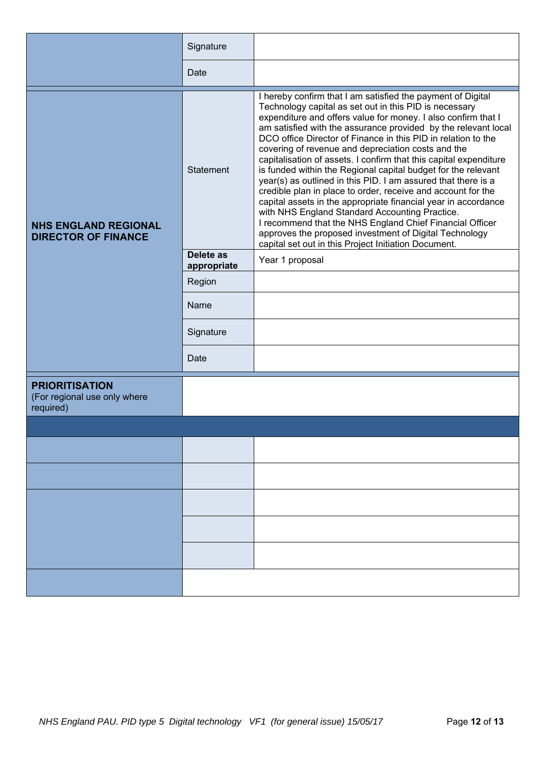| | | |
|---|---|---|
| | Signature | |
| | Date | |

| | | |
|---|---|---|
| **NHS ENGLAND REGIONAL DIRECTOR OF FINANCE** | Statement | I hereby confirm that I am satisfied the payment of Digital Technology capital as set out in this PID is necessary expenditure and offers value for money. I also confirm that I am satisfied with the assurance provided by the relevant local DCO office Director of Finance in this PID in relation to the covering of revenue and depreciation costs and the capitalisation of assets. I confirm that this capital expenditure is funded within the Regional capital budget for the relevant year(s) as outlined in this PID. I am assured that there is a credible plan in place to order, receive and account for the capital assets in the appropriate financial year in accordance with NHS England Standard Accounting Practice.<br>I recommend that the NHS England Chief Financial Officer approves the proposed investment of Digital Technology capital set out in this Project Initiation Document. |
| | **Delete as appropriate** | Year 1 proposal |
| | Region | |
| | Name | |
| | Signature | |
| | Date | |

| | |
|---|---|
| **PRIORITISATION**<br>(For regional use only where required) | |

| | | |
|---|---|---|
| | | |
| | | |
| | | |
| | | |
| | | |
| | | |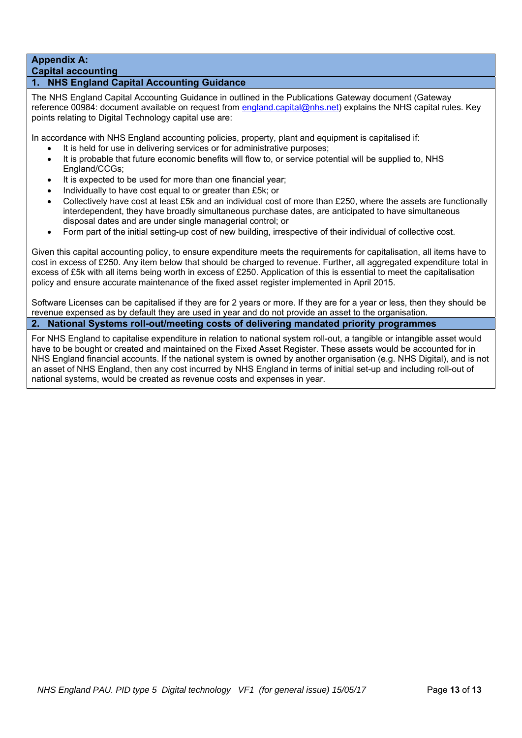## Appendix A: Capital accounting

### 1. NHS England Capital Accounting Guidance

The NHS England Capital Accounting Guidance in outlined in the Publications Gateway document (Gateway reference 00984: document available on request from england.capital@nhs.net) explains the NHS capital rules. Key points relating to Digital Technology capital use are:

In accordance with NHS England accounting policies, property, plant and equipment is capitalised if:

- It is held for use in delivering services or for administrative purposes;
- It is probable that future economic benefits will flow to, or service potential will be supplied to, NHS England/CCGs;
- It is expected to be used for more than one financial year;
- Individually to have cost equal to or greater than £5k; or
- Collectively have cost at least £5k and an individual cost of more than £250, where the assets are functionally interdependent, they have broadly simultaneous purchase dates, are anticipated to have simultaneous disposal dates and are under single managerial control; or
- Form part of the initial setting-up cost of new building, irrespective of their individual of collective cost.

Given this capital accounting policy, to ensure expenditure meets the requirements for capitalisation, all items have to cost in excess of £250. Any item below that should be charged to revenue. Further, all aggregated expenditure total in excess of £5k with all items being worth in excess of £250. Application of this is essential to meet the capitalisation policy and ensure accurate maintenance of the fixed asset register implemented in April 2015.

Software Licenses can be capitalised if they are for 2 years or more. If they are for a year or less, then they should be revenue expensed as by default they are used in year and do not provide an asset to the organisation.

### 2. National Systems roll-out/meeting costs of delivering mandated priority programmes

For NHS England to capitalise expenditure in relation to national system roll-out, a tangible or intangible asset would have to be bought or created and maintained on the Fixed Asset Register. These assets would be accounted for in NHS England financial accounts. If the national system is owned by another organisation (e.g. NHS Digital), and is not an asset of NHS England, then any cost incurred by NHS England in terms of initial set-up and including roll-out of national systems, would be created as revenue costs and expenses in year.